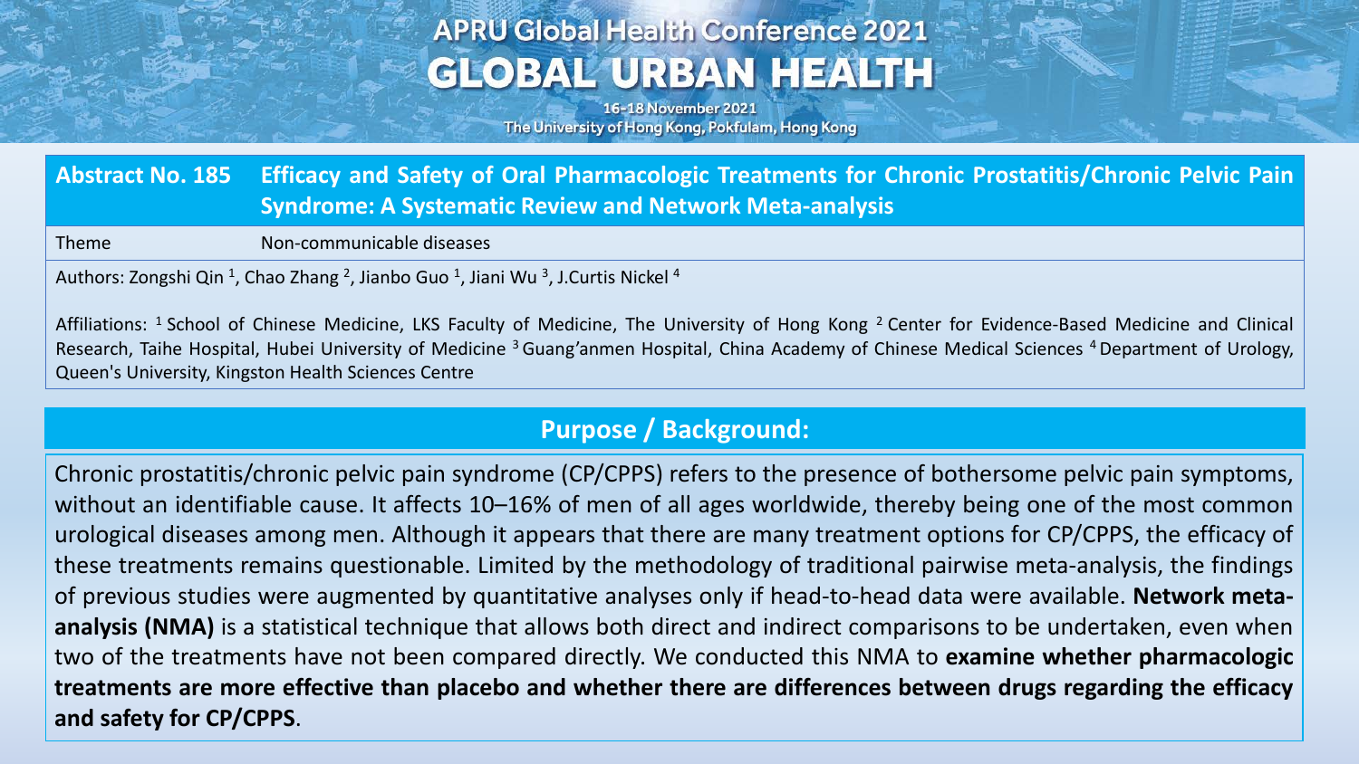# APRU Global Health Conference 2021

# GLOBAL URBAN HEALTH

16-18 November 2021

The University of Hong Kong, Pokfulam, Hong Kong

## Abstract No. 185 Efficacy and Safety of Oral Pharmacologic Treatments for Chronic Prostatitis/Chronic Pelvic Pain Syndrome: A Systematic Review and Network Meta-analysis

| Theme | Non-communicable diseases |
| --- | --- |

Authors: Zongshi Qin [1], Chao Zhang [2], Jianbo Guo [1], Jiani Wu [3], J.Curtis Nickel [4]

Affiliations: [1] School of Chinese Medicine, LKS Faculty of Medicine, The University of Hong Kong [2] Center for Evidence-Based Medicine and Clinical Research, Taihe Hospital, Hubei University of Medicine [3] Guang'anmen Hospital, China Academy of Chinese Medical Sciences [4] Department of Urology, Queen's University, Kingston Health Sciences Centre

## Purpose / Background:

Chronic prostatitis/chronic pelvic pain syndrome (CP/CPPS) refers to the presence of bothersome pelvic pain symptoms, without an identifiable cause. It affects 10–16% of men of all ages worldwide, thereby being one of the most common urological diseases among men. Although it appears that there are many treatment options for CP/CPPS, the efficacy of these treatments remains questionable. Limited by the methodology of traditional pairwise meta-analysis, the findings of previous studies were augmented by quantitative analyses only if head-to-head data were available. **Network meta-analysis (NMA)** is a statistical technique that allows both direct and indirect comparisons to be undertaken, even when two of the treatments have not been compared directly. We conducted this NMA to **examine whether pharmacologic treatments are more effective than placebo and whether there are differences between drugs regarding the efficacy and safety for CP/CPPS**.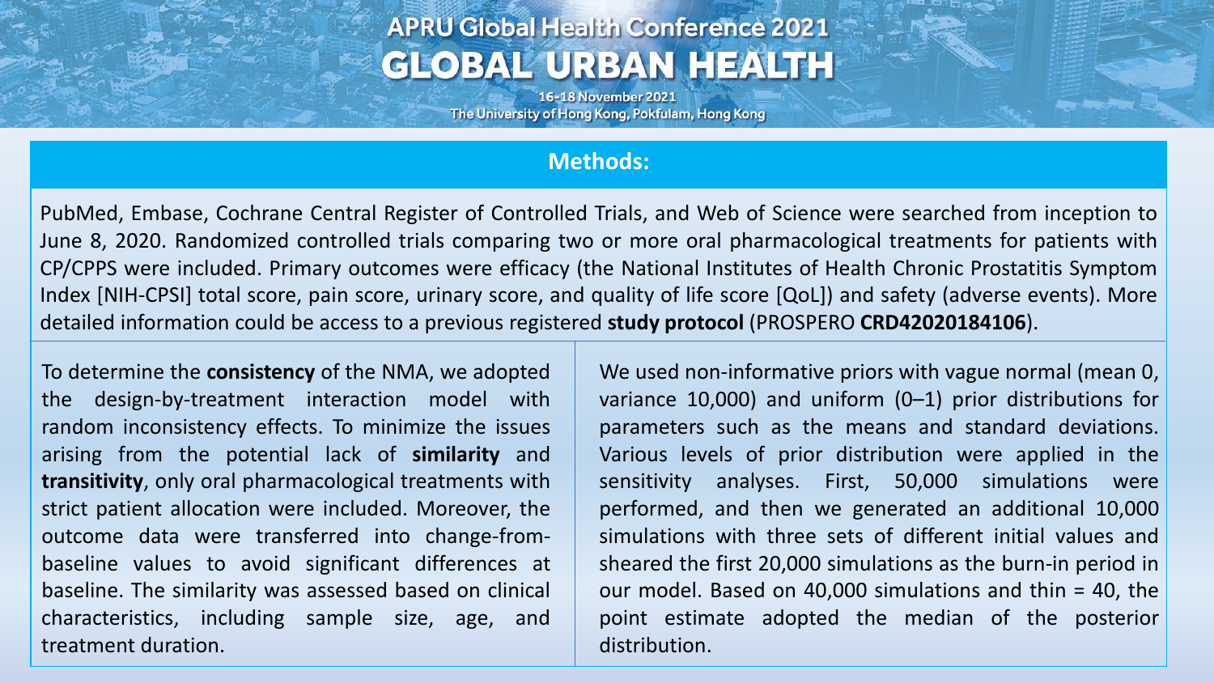## Methods:

PubMed, Embase, Cochrane Central Register of Controlled Trials, and Web of Science were searched from inception to June 8, 2020. Randomized controlled trials comparing two or more oral pharmacological treatments for patients with CP/CPPS were included. Primary outcomes were efficacy (the National Institutes of Health Chronic Prostatitis Symptom Index [NIH-CPSI] total score, pain score, urinary score, and quality of life score [QoL]) and safety (adverse events). More detailed information could be access to a previous registered **study protocol** (PROSPERO **CRD42020184106**).

To determine the **consistency** of the NMA, we adopted the design-by-treatment interaction model with random inconsistency effects. To minimize the issues arising from the potential lack of **similarity** and **transitivity**, only oral pharmacological treatments with strict patient allocation were included. Moreover, the outcome data were transferred into change-from-baseline values to avoid significant differences at baseline. The similarity was assessed based on clinical characteristics, including sample size, age, and treatment duration.

We used non-informative priors with vague normal (mean 0, variance 10,000) and uniform (0–1) prior distributions for parameters such as the means and standard deviations. Various levels of prior distribution were applied in the sensitivity analyses. First, 50,000 simulations were performed, and then we generated an additional 10,000 simulations with three sets of different initial values and sheared the first 20,000 simulations as the burn-in period in our model. Based on 40,000 simulations and thin = 40, the point estimate adopted the median of the posterior distribution.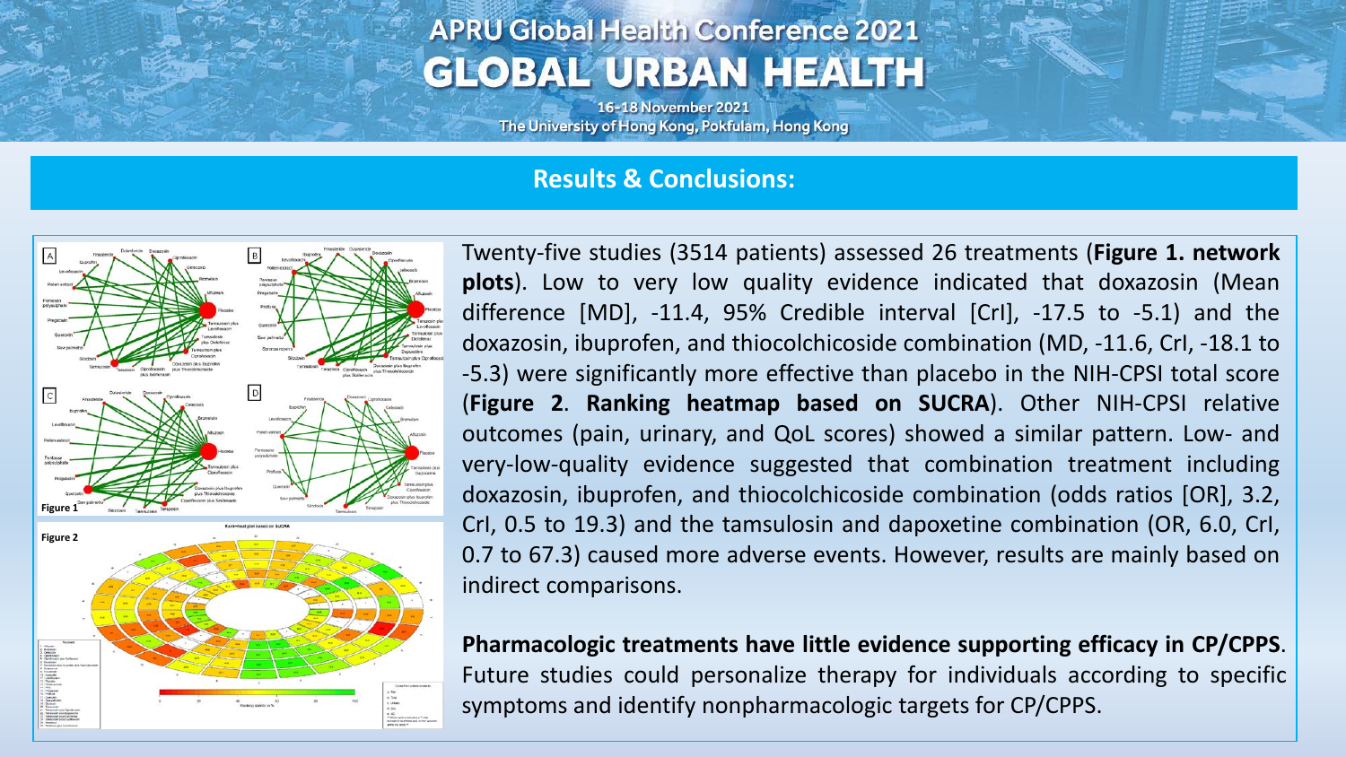## Results & Conclusions:

Figure 1

Figure 2

Twenty-five studies (3514 patients) assessed 26 treatments (**Figure 1. network plots**). Low to very low quality evidence indicated that doxazosin (Mean difference [MD], -11.4, 95% Credible interval [CrI], -17.5 to -5.1) and the doxazosin, ibuprofen, and thiocolchicoside combination (MD, -11.6, CrI, -18.1 to -5.3) were significantly more effective than placebo in the NIH-CPSI total score (**Figure 2**. **Ranking heatmap based on SUCRA**). Other NIH-CPSI relative outcomes (pain, urinary, and QoL scores) showed a similar pattern. Low- and very-low-quality evidence suggested that combination treatment including doxazosin, ibuprofen, and thiocolchicoside combination (odds ratios [OR], 3.2, CrI, 0.5 to 19.3) and the tamsulosin and dapoxetine combination (OR, 6.0, CrI, 0.7 to 67.3) caused more adverse events. However, results are mainly based on indirect comparisons.

**Pharmacologic treatments have little evidence supporting efficacy in CP/CPPS**. Future studies could personalize therapy for individuals according to specific symptoms and identify nonpharmacologic targets for CP/CPPS.